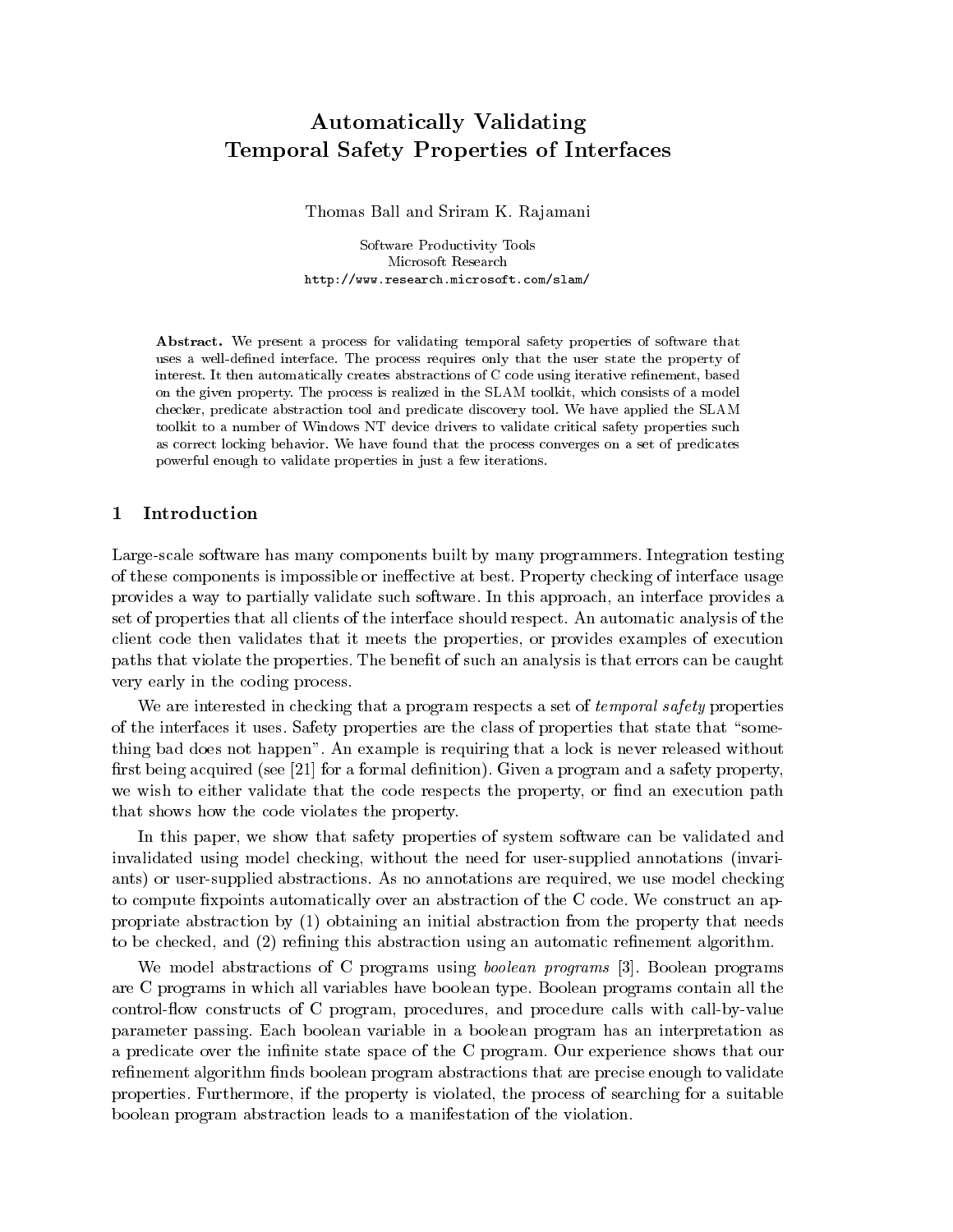# Automatically Validating Temporal Safety Properties of Interfaces

Thomas Ball and Sriram K. Rajamani

Software Productivity Tools
Microsoft Research
http://www.research.microsoft.com/slam/

**Abstract.** We present a process for validating temporal safety properties of software that uses a well-defined interface. The process requires only that the user state the property of interest. It then automatically creates abstractions of C code using iterative refinement, based on the given property. The process is realized in the SLAM toolkit, which consists of a model checker, predicate abstraction tool and predicate discovery tool. We have applied the SLAM toolkit to a number of Windows NT device drivers to validate critical safety properties such as correct locking behavior. We have found that the process converges on a set of predicates powerful enough to validate properties in just a few iterations.

## 1 Introduction

Large-scale software has many components built by many programmers. Integration testing of these components is impossible or ineffective at best. Property checking of interface usage provides a way to partially validate such software. In this approach, an interface provides a set of properties that all clients of the interface should respect. An automatic analysis of the client code then validates that it meets the properties, or provides examples of execution paths that violate the properties. The benefit of such an analysis is that errors can be caught very early in the coding process.

We are interested in checking that a program respects a set of *temporal safety* properties of the interfaces it uses. Safety properties are the class of properties that state that "something bad does not happen". An example is requiring that a lock is never released without first being acquired (see [21] for a formal definition). Given a program and a safety property, we wish to either validate that the code respects the property, or find an execution path that shows how the code violates the property.

In this paper, we show that safety properties of system software can be validated and invalidated using model checking, without the need for user-supplied annotations (invariants) or user-supplied abstractions. As no annotations are required, we use model checking to compute fixpoints automatically over an abstraction of the C code. We construct an appropriate abstraction by (1) obtaining an initial abstraction from the property that needs to be checked, and (2) refining this abstraction using an automatic refinement algorithm.

We model abstractions of C programs using *boolean programs* [3]. Boolean programs are C programs in which all variables have boolean type. Boolean programs contain all the control-flow constructs of C program, procedures, and procedure calls with call-by-value parameter passing. Each boolean variable in a boolean program has an interpretation as a predicate over the infinite state space of the C program. Our experience shows that our refinement algorithm finds boolean program abstractions that are precise enough to validate properties. Furthermore, if the property is violated, the process of searching for a suitable boolean program abstraction leads to a manifestation of the violation.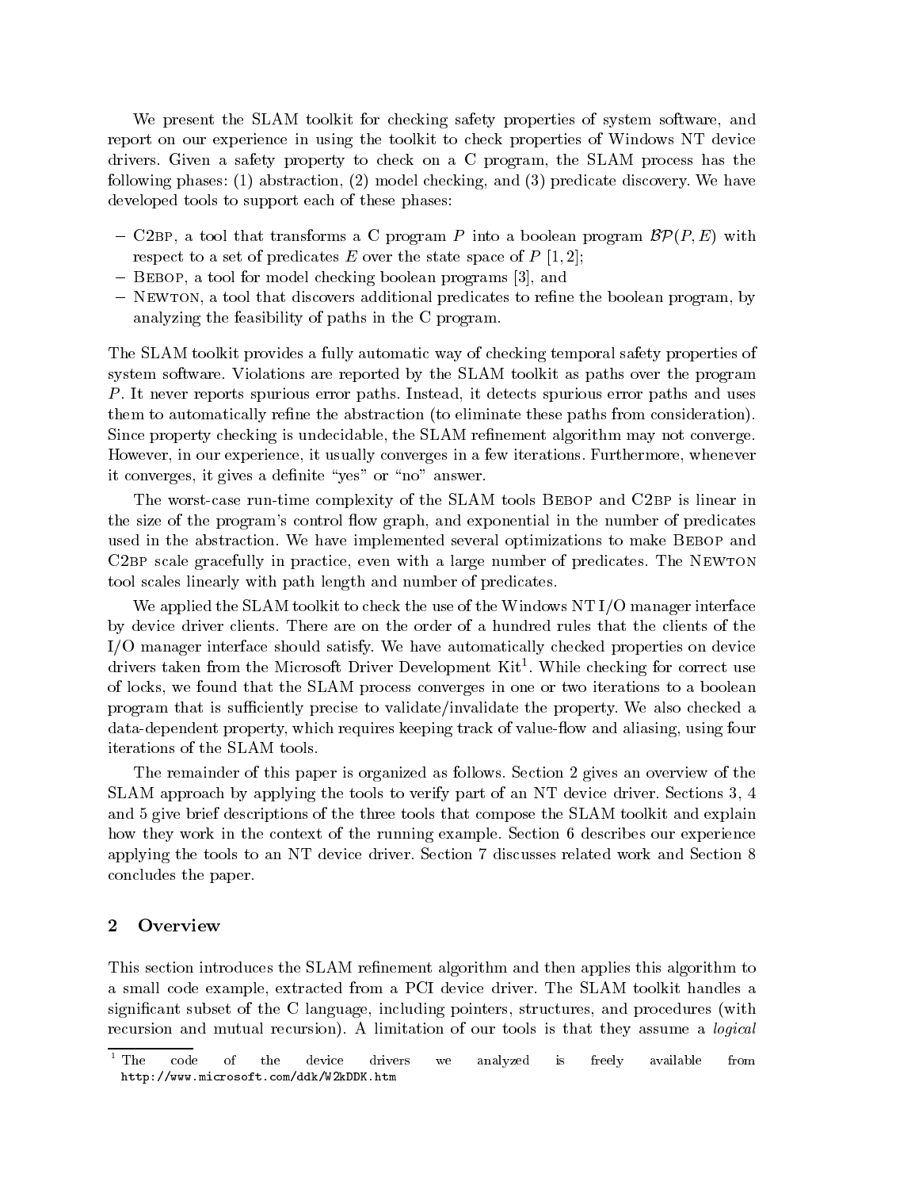We present the SLAM toolkit for checking safety properties of system software, and report on our experience in using the toolkit to check properties of Windows NT device drivers. Given a safety property to check on a C program, the SLAM process has the following phases: (1) abstraction, (2) model checking, and (3) predicate discovery. We have developed tools to support each of these phases:

- C2BP, a tool that transforms a C program $P$ into a boolean program $\mathcal{BP}(P, E)$ with respect to a set of predicates $E$ over the state space of $P$ [1, 2];
- Bebop, a tool for model checking boolean programs [3], and
- Newton, a tool that discovers additional predicates to refine the boolean program, by analyzing the feasibility of paths in the C program.

The SLAM toolkit provides a fully automatic way of checking temporal safety properties of system software. Violations are reported by the SLAM toolkit as paths over the program $P$. It never reports spurious error paths. Instead, it detects spurious error paths and uses them to automatically refine the abstraction (to eliminate these paths from consideration). Since property checking is undecidable, the SLAM refinement algorithm may not converge. However, in our experience, it usually converges in a few iterations. Furthermore, whenever it converges, it gives a definite "yes" or "no" answer.

The worst-case run-time complexity of the SLAM tools Bebop and C2BP is linear in the size of the program's control flow graph, and exponential in the number of predicates used in the abstraction. We have implemented several optimizations to make Bebop and C2BP scale gracefully in practice, even with a large number of predicates. The Newton tool scales linearly with path length and number of predicates.

We applied the SLAM toolkit to check the use of the Windows NT I/O manager interface by device driver clients. There are on the order of a hundred rules that the clients of the I/O manager interface should satisfy. We have automatically checked properties on device drivers taken from the Microsoft Driver Development Kit[1]. While checking for correct use of locks, we found that the SLAM process converges in one or two iterations to a boolean program that is sufficiently precise to validate/invalidate the property. We also checked a data-dependent property, which requires keeping track of value-flow and aliasing, using four iterations of the SLAM tools.

The remainder of this paper is organized as follows. Section 2 gives an overview of the SLAM approach by applying the tools to verify part of an NT device driver. Sections 3, 4 and 5 give brief descriptions of the three tools that compose the SLAM toolkit and explain how they work in the context of the running example. Section 6 describes our experience applying the tools to an NT device driver. Section 7 discusses related work and Section 8 concludes the paper.

## 2 Overview

This section introduces the SLAM refinement algorithm and then applies this algorithm to a small code example, extracted from a PCI device driver. The SLAM toolkit handles a significant subset of the C language, including pointers, structures, and procedures (with recursion and mutual recursion). A limitation of our tools is that they assume a *logical*

[1] The code of the device drivers we analyzed is freely available from `http://www.microsoft.com/ddk/W2kDDK.htm`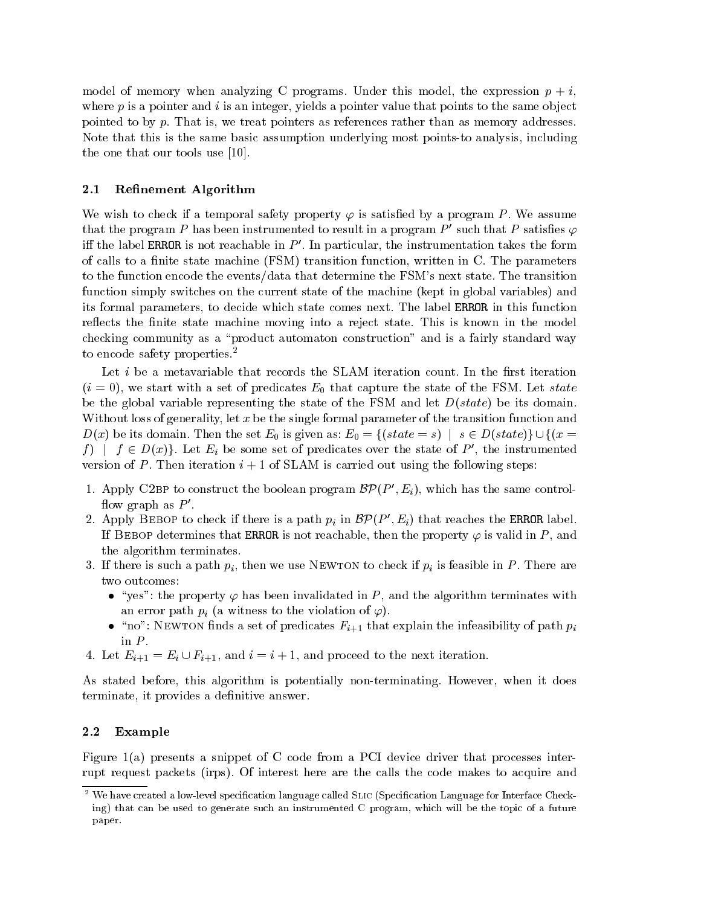model of memory when analyzing C programs. Under this model, the expression $p + i$, where $p$ is a pointer and $i$ is an integer, yields a pointer value that points to the same object pointed to by $p$. That is, we treat pointers as references rather than as memory addresses. Note that this is the same basic assumption underlying most points-to analysis, including the one that our tools use [10].

### 2.1 Refinement Algorithm

We wish to check if a temporal safety property $\varphi$ is satisfied by a program $P$. We assume that the program $P$ has been instrumented to result in a program $P'$ such that $P$ satisfies $\varphi$ iff the label `ERROR` is not reachable in $P'$. In particular, the instrumentation takes the form of calls to a finite state machine (FSM) transition function, written in C. The parameters to the function encode the events/data that determine the FSM's next state. The transition function simply switches on the current state of the machine (kept in global variables) and its formal parameters, to decide which state comes next. The label `ERROR` in this function reflects the finite state machine moving into a reject state. This is known in the model checking community as a "product automaton construction" and is a fairly standard way to encode safety properties.[2]

Let $i$ be a metavariable that records the SLAM iteration count. In the first iteration ($i = 0$), we start with a set of predicates $E_0$ that capture the state of the FSM. Let *state* be the global variable representing the state of the FSM and let $D(state)$ be its domain. Without loss of generality, let $x$ be the single formal parameter of the transition function and $D(x)$ be its domain. Then the set $E_0$ is given as: $E_0 = \{(state = s) \mid s \in D(state)\} \cup \{(x = f) \mid f \in D(x)\}$. Let $E_i$ be some set of predicates over the state of $P'$, the instrumented version of $P$. Then iteration $i + 1$ of SLAM is carried out using the following steps:

1. Apply C2BP to construct the boolean program $\mathcal{BP}(P', E_i)$, which has the same control-flow graph as $P'$.
2. Apply BEBOP to check if there is a path $p_i$ in $\mathcal{BP}(P', E_i)$ that reaches the `ERROR` label. If BEBOP determines that `ERROR` is not reachable, then the property $\varphi$ is valid in $P$, and the algorithm terminates.
3. If there is such a path $p_i$, then we use NEWTON to check if $p_i$ is feasible in $P$. There are two outcomes:
   - "yes": the property $\varphi$ has been invalidated in $P$, and the algorithm terminates with an error path $p_i$ (a witness to the violation of $\varphi$).
   - "no": NEWTON finds a set of predicates $F_{i+1}$ that explain the infeasibility of path $p_i$ in $P$.
4. Let $E_{i+1} = E_i \cup F_{i+1}$, and $i = i + 1$, and proceed to the next iteration.

As stated before, this algorithm is potentially non-terminating. However, when it does terminate, it provides a definitive answer.

### 2.2 Example

Figure 1(a) presents a snippet of C code from a PCI device driver that processes interrupt request packets (irps). Of interest here are the calls the code makes to acquire and

[2] We have created a low-level specification language called SLIC (Specification Language for Interface Checking) that can be used to generate such an instrumented C program, which will be the topic of a future paper.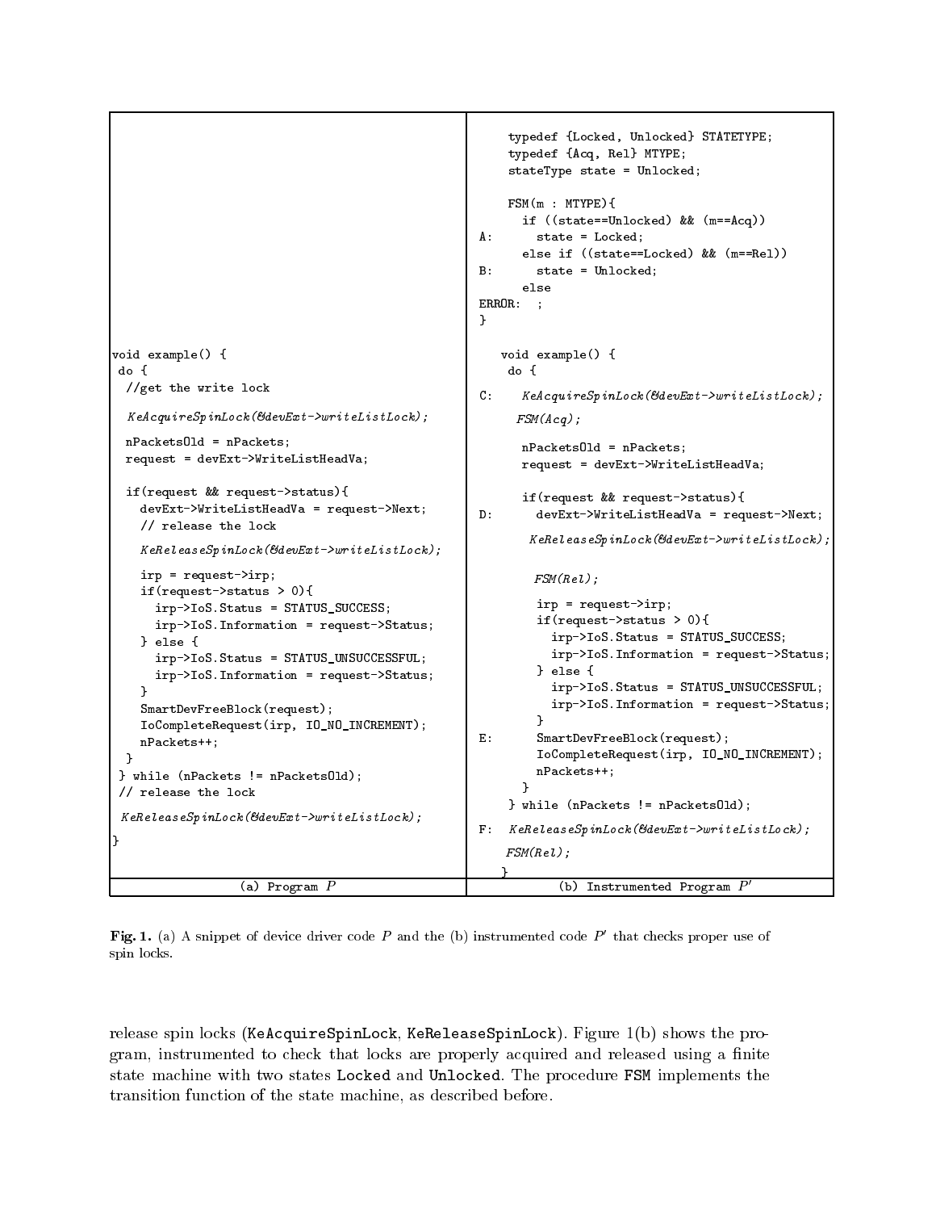```
void example() {
 do {
  //get the write lock

  KeAcquireSpinLock(&devExt->writeListLock);

  nPacketsOld = nPackets;
  request = devExt->WriteListHeadVa;

  if(request && request->status){
    devExt->WriteListHeadVa = request->Next;
    // release the lock

    KeReleaseSpinLock(&devExt->writeListLock);

    irp = request->irp;
    if(request->status > 0){
      irp->IoS.Status = STATUS_SUCCESS;
      irp->IoS.Information = request->Status;
    } else {
      irp->IoS.Status = STATUS_UNSUCCESSFUL;
      irp->IoS.Information = request->Status;
    }
    SmartDevFreeBlock(request);
    IoCompleteRequest(irp, IO_NO_INCREMENT);
    nPackets++;
  }
 } while (nPackets != nPacketsOld);
 // release the lock

 KeReleaseSpinLock(&devExt->writeListLock);

}
```

(a) Program $P$

```
     typedef {Locked, Unlocked} STATETYPE;
     typedef {Acq, Rel} MTYPE;
     stateType state = Unlocked;

     FSM(m : MTYPE){
       if ((state==Unlocked) && (m==Acq))
A:       state = Locked;
       else if ((state==Locked) && (m==Rel))
B:       state = Unlocked;
       else
ERROR:  ;
}

    void example() {
     do {

C:     KeAcquireSpinLock(&devExt->writeListLock);
      FSM(Acq);

       nPacketsOld = nPackets;
       request = devExt->WriteListHeadVa;

       if(request && request->status){
D:       devExt->WriteListHeadVa = request->Next;
         KeReleaseSpinLock(&devExt->writeListLock);

         FSM(Rel);

         irp = request->irp;
         if(request->status > 0){
           irp->IoS.Status = STATUS_SUCCESS;
           irp->IoS.Information = request->Status;
         } else {
           irp->IoS.Status = STATUS_UNSUCCESSFUL;
           irp->IoS.Information = request->Status;
         }
E:       SmartDevFreeBlock(request);
         IoCompleteRequest(irp, IO_NO_INCREMENT);
         nPackets++;
       }
     } while (nPackets != nPacketsOld);
F:   KeReleaseSpinLock(&devExt->writeListLock);
     FSM(Rel);
    }
```

(b) Instrumented Program $P'$

**Fig. 1.** (a) A snippet of device driver code $P$ and the (b) instrumented code $P'$ that checks proper use of spin locks.

release spin locks (KeAcquireSpinLock, KeReleaseSpinLock). Figure 1(b) shows the program, instrumented to check that locks are properly acquired and released using a finite state machine with two states Locked and Unlocked. The procedure FSM implements the transition function of the state machine, as described before.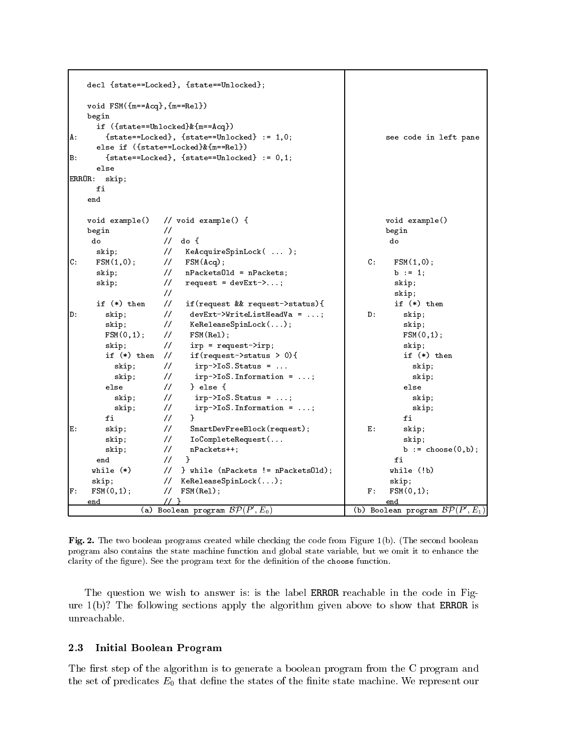```
    decl {state==Locked}, {state==Unlocked};

    void FSM({m==Acq},{m==Rel})
    begin
      if ({state==Unlocked}&{m==Acq})
A:      {state==Locked}, {state==Unlocked} := 1,0;
      else if ({state==Locked}&{m==Rel})
B:      {state==Locked}, {state==Unlocked} := 0,1;
      else
ERROR:  skip;
      fi
    end

    void example()   // void example() {
    begin            //
     do              //  do {
      skip;          //   KeAcquireSpinLock( ... );
C:    FSM(1,0);      //   FSM(Acq);
      skip;          //   nPacketsOld = nPackets;
      skip;          //   request = devExt->...;
                     //
      if (*) then    //   if(request && request->status){
D:      skip;        //    devExt->WriteListHeadVa = ...;
        skip;        //    KeReleaseSpinLock(...);
        FSM(0,1);    //    FSM(Rel);
        skip;        //    irp = request->irp;
        if (*) then  //    if(request->status > 0){
          skip;      //     irp->IoS.Status = ...
          skip;      //     irp->IoS.Information = ...;
        else         //    } else {
          skip;      //     irp->IoS.Status = ...;
          skip;      //     irp->IoS.Information = ...;
        fi           //    }
E:      skip;        //    SmartDevFreeBlock(request);
        skip;        //    IoCompleteRequest(...
        skip;        //    nPackets++;
      end            //   }
     while (*)       //  } while (nPackets != nPacketsOld);
     skip;           //  KeReleaseSpinLock(...);
F:   FSM(0,1);       //  FSM(Rel);
    end              // }
```

(a) Boolean program $\mathcal{BP}(P', E_0)$

```
    see code in left pane

    void example()
    begin
     do
C:    FSM(1,0);
      b := 1;
      skip;
      skip;
      if (*) then
D:      skip;
        skip;
        FSM(0,1);
        skip;
        if (*) then
          skip;
          skip;
        else
          skip;
          skip;
        fi
E:      skip;
        skip;
        b := choose(0,b);
      fi
     while (!b)
     skip;
F:   FSM(0,1);
    end
```

(b) Boolean program $\mathcal{BP}(P', E_1)$

**Fig. 2.** The two boolean programs created while checking the code from Figure 1(b). (The second boolean program also contains the state machine function and global state variable, but we omit it to enhance the clarity of the figure). See the program text for the definition of the `choose` function.

The question we wish to answer is: is the label `ERROR` reachable in the code in Figure 1(b)? The following sections apply the algorithm given above to show that `ERROR` is unreachable.

### 2.3 Initial Boolean Program

The first step of the algorithm is to generate a boolean program from the C program and the set of predicates $E_0$ that define the states of the finite state machine. We represent our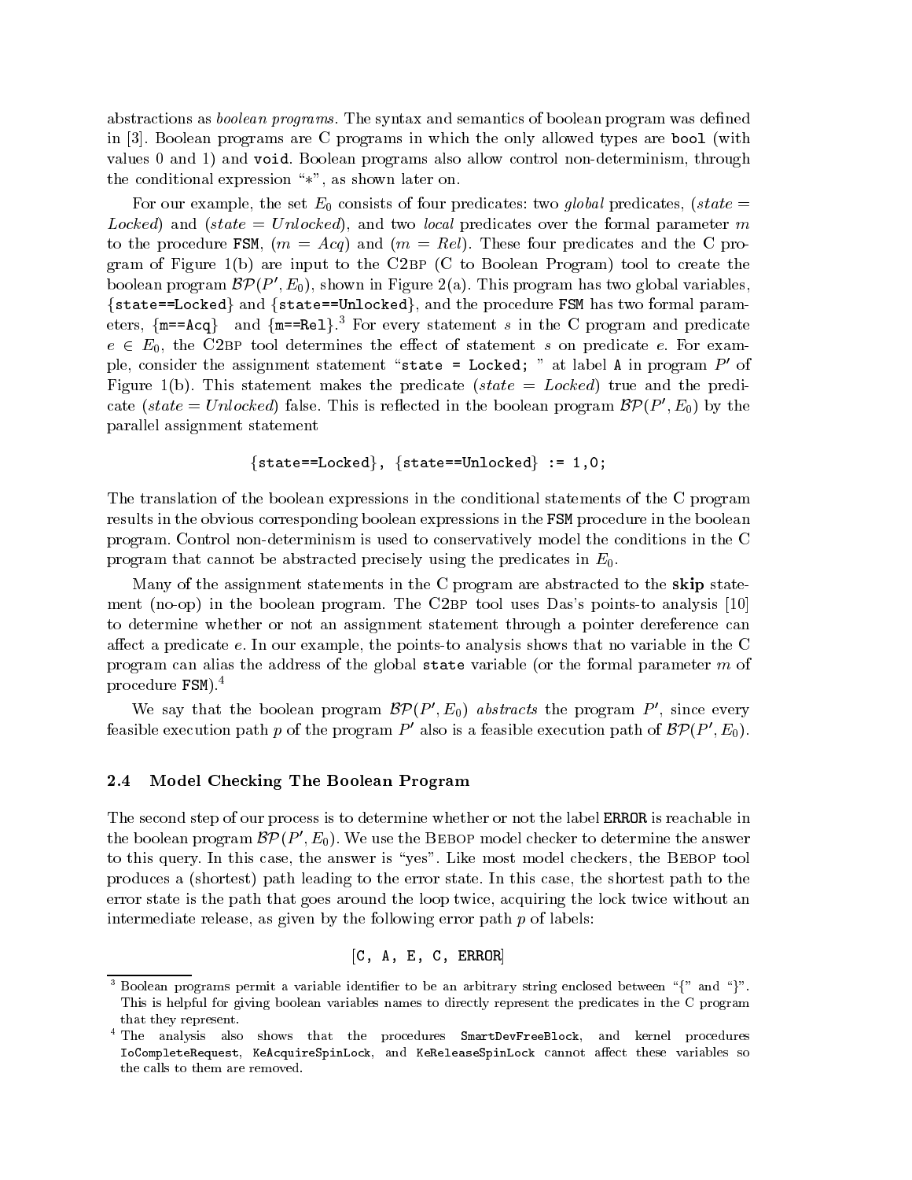abstractions as *boolean programs*. The syntax and semantics of boolean program was defined in [3]. Boolean programs are C programs in which the only allowed types are `bool` (with values 0 and 1) and `void`. Boolean programs also allow control non-determinism, through the conditional expression "$*$", as shown later on.

For our example, the set $E_0$ consists of four predicates: two *global* predicates, ($state = Locked$) and ($state = Unlocked$), and two *local* predicates over the formal parameter $m$ to the procedure `FSM`, ($m = Acq$) and ($m = Rel$). These four predicates and the C program of Figure 1(b) are input to the C2BP (C to Boolean Program) tool to create the boolean program $\mathcal{BP}(P', E_0)$, shown in Figure 2(a). This program has two global variables, `{state==Locked}` and `{state==Unlocked}`, and the procedure `FSM` has two formal parameters, `{m==Acq}` and `{m==Rel}`.[3] For every statement $s$ in the C program and predicate $e \in E_0$, the C2BP tool determines the effect of statement $s$ on predicate $e$. For example, consider the assignment statement "`state = Locked;` " at label `A` in program $P'$ of Figure 1(b). This statement makes the predicate ($state = Locked$) true and the predicate ($state = Unlocked$) false. This is reflected in the boolean program $\mathcal{BP}(P', E_0)$ by the parallel assignment statement

```
{state==Locked}, {state==Unlocked} := 1,0;
```

The translation of the boolean expressions in the conditional statements of the C program results in the obvious corresponding boolean expressions in the `FSM` procedure in the boolean program. Control non-determinism is used to conservatively model the conditions in the C program that cannot be abstracted precisely using the predicates in $E_0$.

Many of the assignment statements in the C program are abstracted to the **skip** statement (no-op) in the boolean program. The C2BP tool uses Das's points-to analysis [10] to determine whether or not an assignment statement through a pointer dereference can affect a predicate $e$. In our example, the points-to analysis shows that no variable in the C program can alias the address of the global `state` variable (or the formal parameter $m$ of procedure `FSM`).[4]

We say that the boolean program $\mathcal{BP}(P', E_0)$ *abstracts* the program $P'$, since every feasible execution path $p$ of the program $P'$ also is a feasible execution path of $\mathcal{BP}(P', E_0)$.

### 2.4 Model Checking The Boolean Program

The second step of our process is to determine whether or not the label `ERROR` is reachable in the boolean program $\mathcal{BP}(P', E_0)$. We use the Bebop model checker to determine the answer to this query. In this case, the answer is "yes". Like most model checkers, the Bebop tool produces a (shortest) path leading to the error state. In this case, the shortest path to the error state is the path that goes around the loop twice, acquiring the lock twice without an intermediate release, as given by the following error path $p$ of labels:

```
[C, A, E, C, ERROR]
```

[3] Boolean programs permit a variable identifier to be an arbitrary string enclosed between "{" and "}". This is helpful for giving boolean variables names to directly represent the predicates in the C program that they represent.

[4] The analysis also shows that the procedures `SmartDevFreeBlock`, and kernel procedures `IoCompleteRequest`, `KeAcquireSpinLock`, and `KeReleaseSpinLock` cannot affect these variables so the calls to them are removed.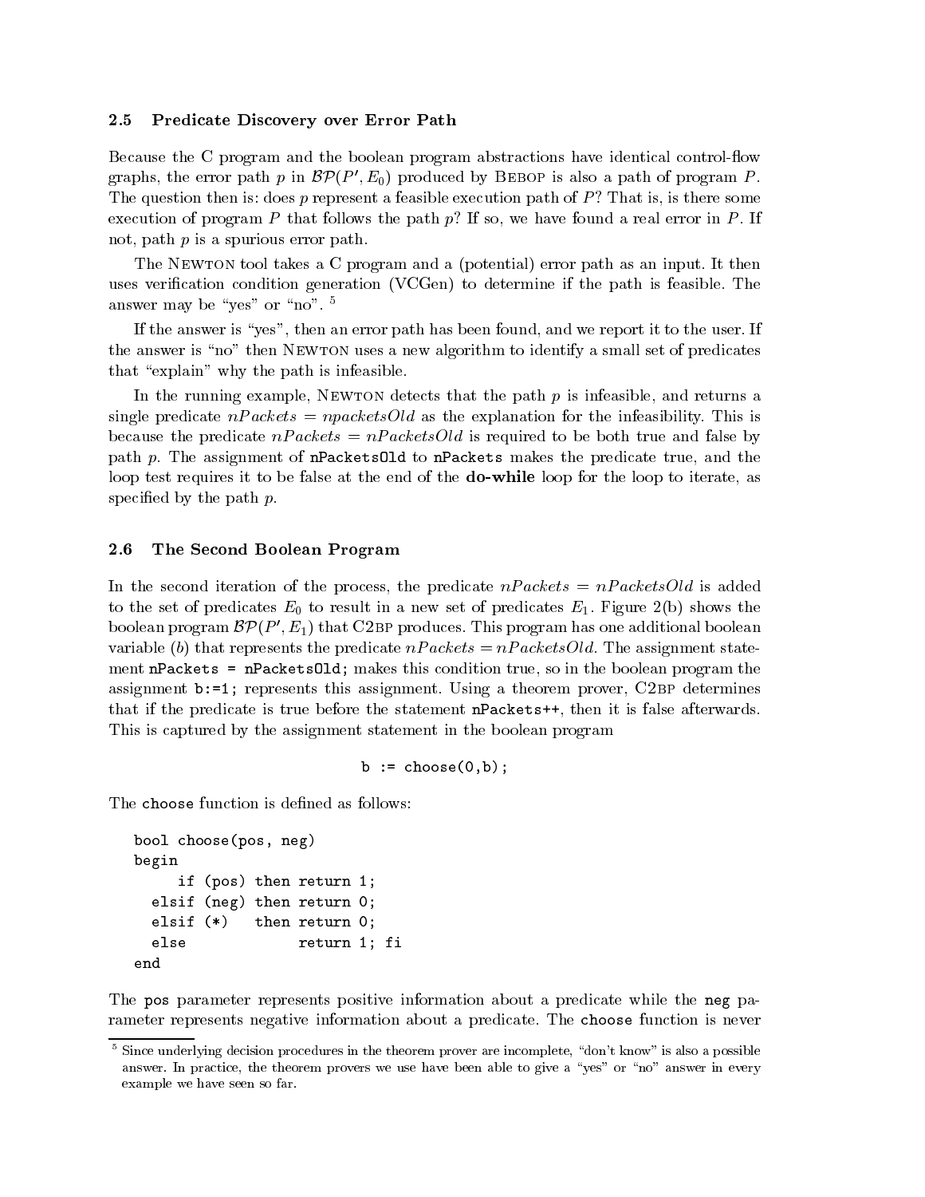### 2.5 Predicate Discovery over Error Path

Because the C program and the boolean program abstractions have identical control-flow graphs, the error path $p$ in $\mathcal{BP}(P', E_0)$ produced by BEBOP is also a path of program $P$. The question then is: does $p$ represent a feasible execution path of $P$? That is, is there some execution of program $P$ that follows the path $p$? If so, we have found a real error in $P$. If not, path $p$ is a spurious error path.

The NEWTON tool takes a C program and a (potential) error path as an input. It then uses verification condition generation (VCGen) to determine if the path is feasible. The answer may be "yes" or "no". [5]

If the answer is "yes", then an error path has been found, and we report it to the user. If the answer is "no" then NEWTON uses a new algorithm to identify a small set of predicates that "explain" why the path is infeasible.

In the running example, NEWTON detects that the path $p$ is infeasible, and returns a single predicate $nPackets = npacketsOld$ as the explanation for the infeasibility. This is because the predicate $nPackets = nPacketsOld$ is required to be both true and false by path $p$. The assignment of `nPacketsOld` to `nPackets` makes the predicate true, and the loop test requires it to be false at the end of the **do-while** loop for the loop to iterate, as specified by the path $p$.

### 2.6 The Second Boolean Program

In the second iteration of the process, the predicate $nPackets = nPacketsOld$ is added to the set of predicates $E_0$ to result in a new set of predicates $E_1$. Figure 2(b) shows the boolean program $\mathcal{BP}(P', E_1)$ that C2BP produces. This program has one additional boolean variable ($b$) that represents the predicate $nPackets = nPacketsOld$. The assignment statement `nPackets = nPacketsOld;` makes this condition true, so in the boolean program the assignment `b:=1;` represents this assignment. Using a theorem prover, C2BP determines that if the predicate is true before the statement `nPackets++`, then it is false afterwards. This is captured by the assignment statement in the boolean program

```
b := choose(0,b);
```

The `choose` function is defined as follows:

```
bool choose(pos, neg)
begin
     if (pos) then return 1;
  elsif (neg) then return 0;
  elsif (*)   then return 0;
  else             return 1; fi
end
```

The `pos` parameter represents positive information about a predicate while the `neg` parameter represents negative information about a predicate. The `choose` function is never

[5] Since underlying decision procedures in the theorem prover are incomplete, "don't know" is also a possible answer. In practice, the theorem provers we use have been able to give a "yes" or "no" answer in every example we have seen so far.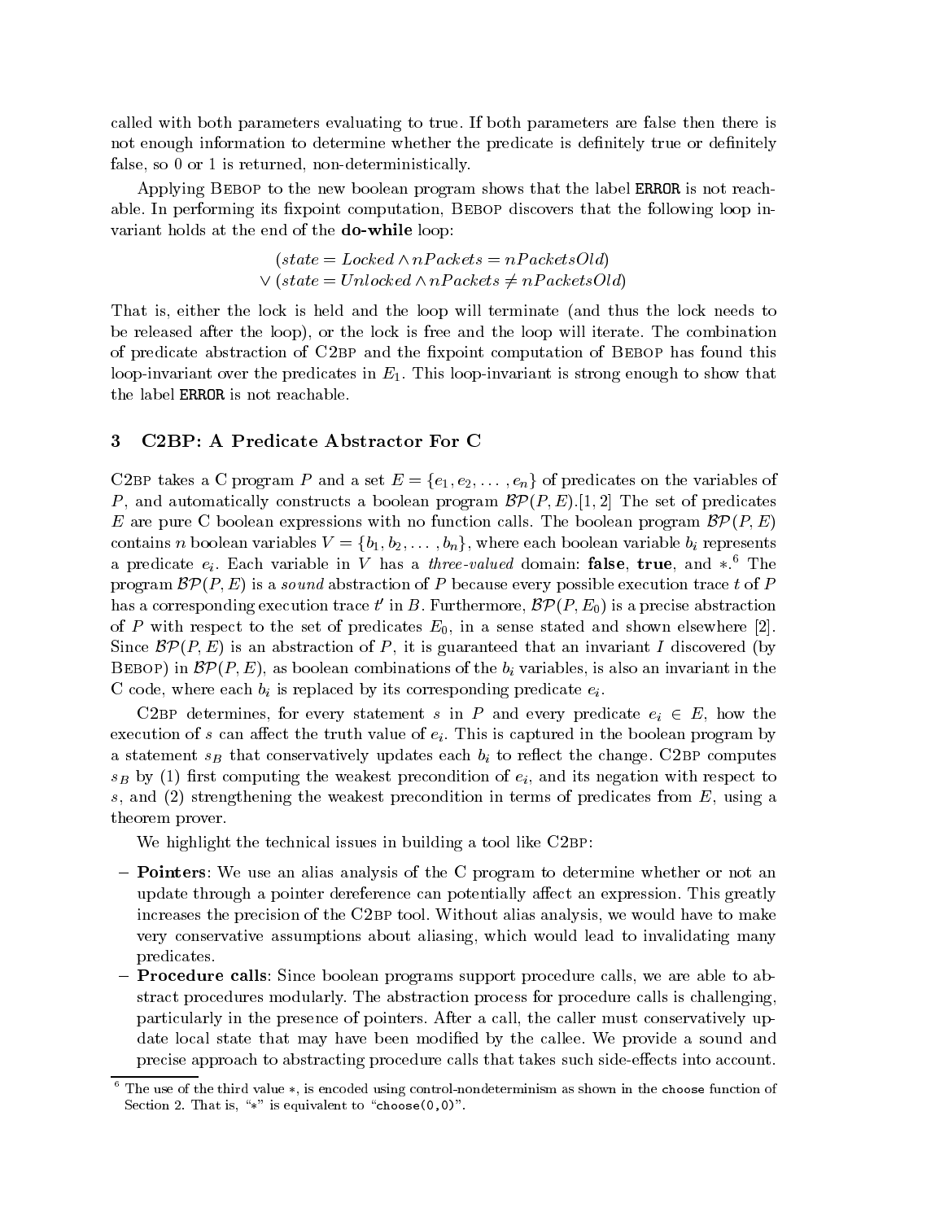called with both parameters evaluating to true. If both parameters are false then there is not enough information to determine whether the predicate is definitely true or definitely false, so 0 or 1 is returned, non-deterministically.

Applying Bebop to the new boolean program shows that the label **ERROR** is not reachable. In performing its fixpoint computation, Bebop discovers that the following loop invariant holds at the end of the **do-while** loop:

$$(state = Locked \wedge nPackets = nPacketsOld)$$
$$\vee\ (state = Unlocked \wedge nPackets \neq nPacketsOld)$$

That is, either the lock is held and the loop will terminate (and thus the lock needs to be released after the loop), or the lock is free and the loop will iterate. The combination of predicate abstraction of C2bp and the fixpoint computation of Bebop has found this loop-invariant over the predicates in $E_1$. This loop-invariant is strong enough to show that the label **ERROR** is not reachable.

## 3 C2BP: A Predicate Abstractor For C

C2bp takes a C program $P$ and a set $E = \{e_1, e_2, \ldots, e_n\}$ of predicates on the variables of $P$, and automatically constructs a boolean program $\mathcal{BP}(P, E)$.[1, 2] The set of predicates $E$ are pure C boolean expressions with no function calls. The boolean program $\mathcal{BP}(P, E)$ contains $n$ boolean variables $V = \{b_1, b_2, \ldots, b_n\}$, where each boolean variable $b_i$ represents a predicate $e_i$. Each variable in $V$ has a *three-valued* domain: **false**, **true**, and $*$.[6] The program $\mathcal{BP}(P, E)$ is a *sound* abstraction of $P$ because every possible execution trace $t$ of $P$ has a corresponding execution trace $t'$ in $B$. Furthermore, $\mathcal{BP}(P, E_0)$ is a precise abstraction of $P$ with respect to the set of predicates $E_0$, in a sense stated and shown elsewhere [2]. Since $\mathcal{BP}(P, E)$ is an abstraction of $P$, it is guaranteed that an invariant $I$ discovered (by Bebop) in $\mathcal{BP}(P, E)$, as boolean combinations of the $b_i$ variables, is also an invariant in the C code, where each $b_i$ is replaced by its corresponding predicate $e_i$.

C2bp determines, for every statement $s$ in $P$ and every predicate $e_i \in E$, how the execution of $s$ can affect the truth value of $e_i$. This is captured in the boolean program by a statement $s_B$ that conservatively updates each $b_i$ to reflect the change. C2bp computes $s_B$ by (1) first computing the weakest precondition of $e_i$, and its negation with respect to $s$, and (2) strengthening the weakest precondition in terms of predicates from $E$, using a theorem prover.

We highlight the technical issues in building a tool like C2bp:

- **Pointers**: We use an alias analysis of the C program to determine whether or not an update through a pointer dereference can potentially affect an expression. This greatly increases the precision of the C2bp tool. Without alias analysis, we would have to make very conservative assumptions about aliasing, which would lead to invalidating many predicates.
- **Procedure calls**: Since boolean programs support procedure calls, we are able to abstract procedures modularly. The abstraction process for procedure calls is challenging, particularly in the presence of pointers. After a call, the caller must conservatively update local state that may have been modified by the callee. We provide a sound and precise approach to abstracting procedure calls that takes such side-effects into account.

[6] The use of the third value $*$, is encoded using control-nondeterminism as shown in the `choose` function of Section 2. That is, "$*$" is equivalent to "`choose(0,0)`".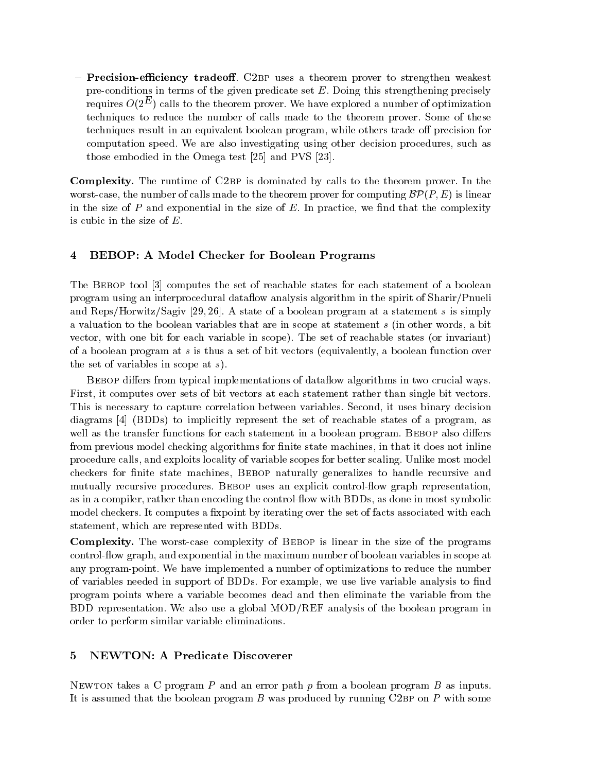- **Precision-efficiency tradeoff**. C2BP uses a theorem prover to strengthen weakest pre-conditions in terms of the given predicate set $E$. Doing this strengthening precisely requires $O(2^E)$ calls to the theorem prover. We have explored a number of optimization techniques to reduce the number of calls made to the theorem prover. Some of these techniques result in an equivalent boolean program, while others trade off precision for computation speed. We are also investigating using other decision procedures, such as those embodied in the Omega test [25] and PVS [23].

**Complexity.** The runtime of C2BP is dominated by calls to the theorem prover. In the worst-case, the number of calls made to the theorem prover for computing $\mathcal{BP}(P, E)$ is linear in the size of $P$ and exponential in the size of $E$. In practice, we find that the complexity is cubic in the size of $E$.

## 4 BEBOP: A Model Checker for Boolean Programs

The Bebop tool [3] computes the set of reachable states for each statement of a boolean program using an interprocedural dataflow analysis algorithm in the spirit of Sharir/Pnueli and Reps/Horwitz/Sagiv [29, 26]. A state of a boolean program at a statement $s$ is simply a valuation to the boolean variables that are in scope at statement $s$ (in other words, a bit vector, with one bit for each variable in scope). The set of reachable states (or invariant) of a boolean program at $s$ is thus a set of bit vectors (equivalently, a boolean function over the set of variables in scope at $s$).

Bebop differs from typical implementations of dataflow algorithms in two crucial ways. First, it computes over sets of bit vectors at each statement rather than single bit vectors. This is necessary to capture correlation between variables. Second, it uses binary decision diagrams [4] (BDDs) to implicitly represent the set of reachable states of a program, as well as the transfer functions for each statement in a boolean program. Bebop also differs from previous model checking algorithms for finite state machines, in that it does not inline procedure calls, and exploits locality of variable scopes for better scaling. Unlike most model checkers for finite state machines, Bebop naturally generalizes to handle recursive and mutually recursive procedures. Bebop uses an explicit control-flow graph representation, as in a compiler, rather than encoding the control-flow with BDDs, as done in most symbolic model checkers. It computes a fixpoint by iterating over the set of facts associated with each statement, which are represented with BDDs.

**Complexity.** The worst-case complexity of Bebop is linear in the size of the programs control-flow graph, and exponential in the maximum number of boolean variables in scope at any program-point. We have implemented a number of optimizations to reduce the number of variables needed in support of BDDs. For example, we use live variable analysis to find program points where a variable becomes dead and then eliminate the variable from the BDD representation. We also use a global MOD/REF analysis of the boolean program in order to perform similar variable eliminations.

## 5 NEWTON: A Predicate Discoverer

Newton takes a C program $P$ and an error path $p$ from a boolean program $B$ as inputs. It is assumed that the boolean program $B$ was produced by running C2BP on $P$ with some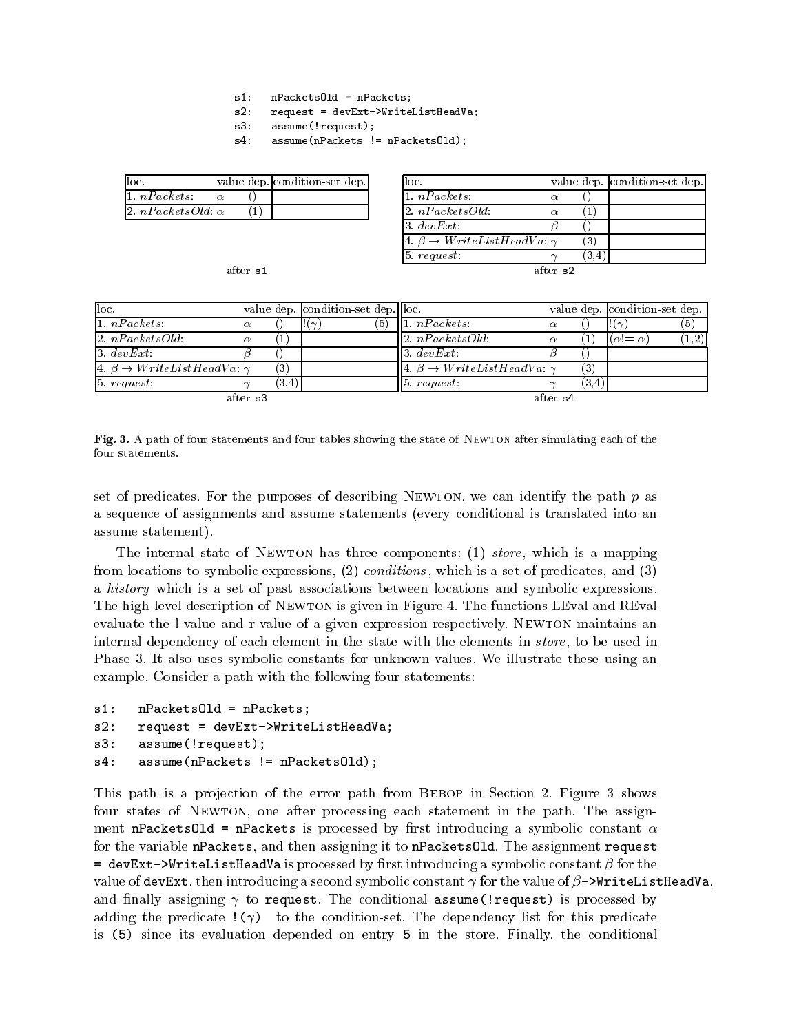```
s1:   nPacketsOld = nPackets;
s2:   request = devExt->WriteListHeadVa;
s3:   assume(!request);
s4:   assume(nPackets != nPacketsOld);
```

**after s1**

| loc. | | value dep. | condition-set dep. |
|---|---|---|---|
| 1. *nPackets*: | $\alpha$ | () | |
| 2. *nPacketsOld*: | $\alpha$ | (1) | |

**after s2**

| loc. | | value dep. | condition-set dep. |
|---|---|---|---|
| 1. *nPackets*: | $\alpha$ | () | |
| 2. *nPacketsOld*: | $\alpha$ | (1) | |
| 3. *devExt*: | $\beta$ | () | |
| 4. $\beta \rightarrow WriteListHeadVa$: | $\gamma$ | (3) | |
| 5. *request*: | $\gamma$ | (3,4) | |

**after s3**

| loc. | | value dep. | condition-set dep. | |
|---|---|---|---|---|
| 1. *nPackets*: | $\alpha$ | () | $!(\gamma)$ | (5) |
| 2. *nPacketsOld*: | $\alpha$ | (1) | | |
| 3. *devExt*: | $\beta$ | () | | |
| 4. $\beta \rightarrow WriteListHeadVa$: | $\gamma$ | (3) | | |
| 5. *request*: | $\gamma$ | (3,4) | | |

**after s4**

| loc. | | value dep. | condition-set dep. | |
|---|---|---|---|---|
| 1. *nPackets*: | $\alpha$ | () | $!(\gamma)$ | (5) |
| 2. *nPacketsOld*: | $\alpha$ | (1) | $(\alpha != \alpha)$ | (1,2) |
| 3. *devExt*: | $\beta$ | () | | |
| 4. $\beta \rightarrow WriteListHeadVa$: | $\gamma$ | (3) | | |
| 5. *request*: | $\gamma$ | (3,4) | | |

**Fig. 3.** A path of four statements and four tables showing the state of Newton after simulating each of the four statements.

set of predicates. For the purposes of describing Newton, we can identify the path $p$ as a sequence of assignments and assume statements (every conditional is translated into an assume statement).

The internal state of Newton has three components: (1) *store*, which is a mapping from locations to symbolic expressions, (2) *conditions*, which is a set of predicates, and (3) a *history* which is a set of past associations between locations and symbolic expressions. The high-level description of Newton is given in Figure 4. The functions LEval and REval evaluate the l-value and r-value of a given expression respectively. Newton maintains an internal dependency of each element in the state with the elements in *store*, to be used in Phase 3. It also uses symbolic constants for unknown values. We illustrate these using an example. Consider a path with the following four statements:

```
s1:   nPacketsOld = nPackets;
s2:   request = devExt->WriteListHeadVa;
s3:   assume(!request);
s4:   assume(nPackets != nPacketsOld);
```

This path is a projection of the error path from Bebop in Section 2. Figure 3 shows four states of Newton, one after processing each statement in the path. The assignment `nPacketsOld = nPackets` is processed by first introducing a symbolic constant $\alpha$ for the variable `nPackets`, and then assigning it to `nPacketsOld`. The assignment `request = devExt->WriteListHeadVa` is processed by first introducing a symbolic constant $\beta$ for the value of `devExt`, then introducing a second symbolic constant $\gamma$ for the value of $\beta$`->WriteListHeadVa`, and finally assigning $\gamma$ to `request`. The conditional `assume(!request)` is processed by adding the predicate `!`$(\gamma)$ to the condition-set. The dependency list for this predicate is `(5)` since its evaluation depended on entry `5` in the store. Finally, the conditional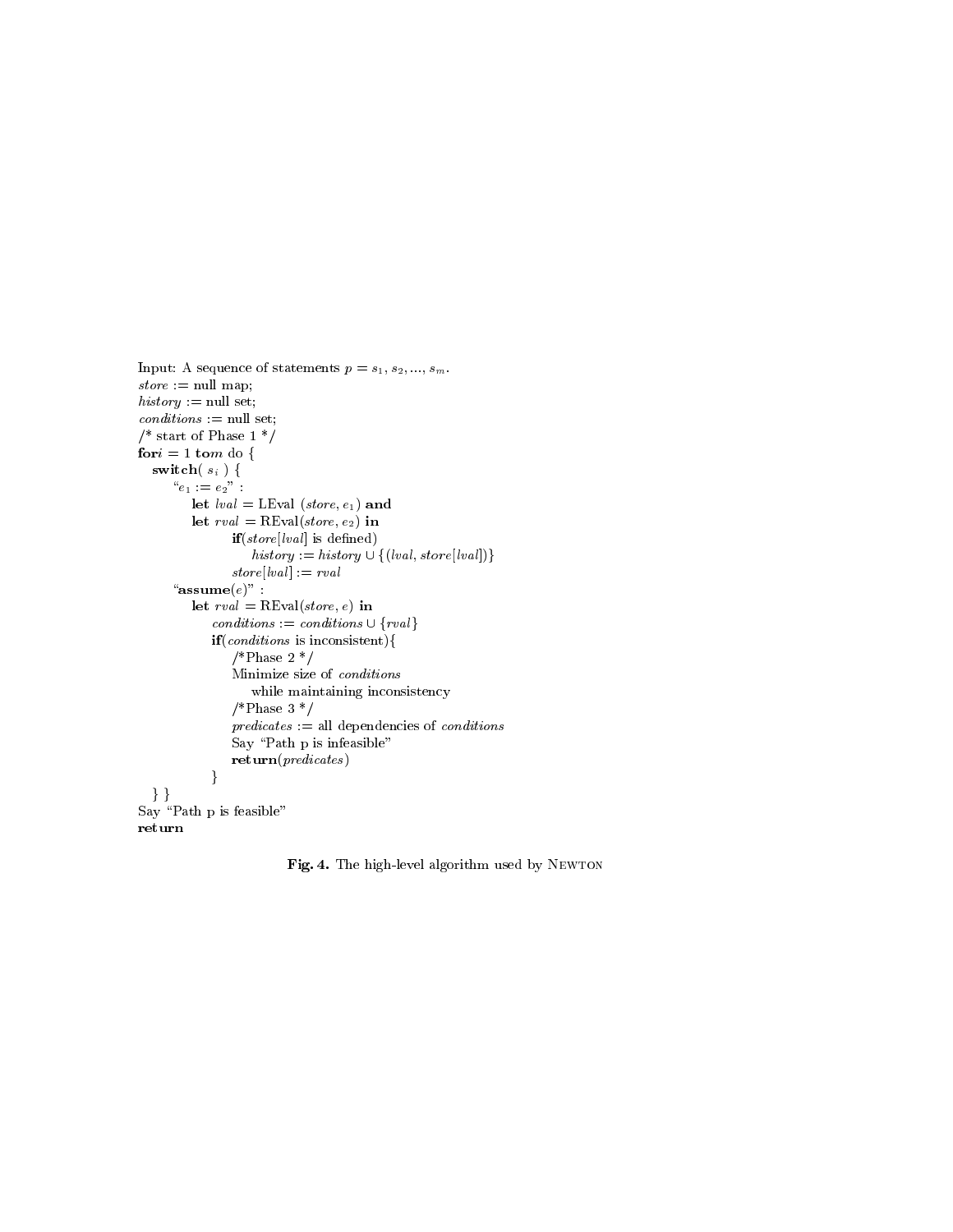```
Input: A sequence of statements p = s_1, s_2, ..., s_m.
store := null map;
history := null set;
conditions := null set;
/* start of Phase 1 */
for i = 1 to m do {
   switch( s_i ) {
        "e_1 := e_2" :
             let lval = LEval (store, e_1) and
             let rval = REval(store, e_2) in
                       if(store[lval] is defined)
                            history := history ∪ {(lval, store[lval])}
                       store[lval] := rval
        "assume(e)" :
             let rval = REval(store, e) in
                  conditions := conditions ∪ {rval}
                  if(conditions is inconsistent){
                       /*Phase 2 */
                       Minimize size of conditions
                            while maintaining inconsistency
                       /*Phase 3 */
                       predicates := all dependencies of conditions
                       Say "Path p is infeasible"
                       return(predicates)
                  }
   } }
Say "Path p is feasible"
return
```

**Fig. 4.** The high-level algorithm used by NEWTON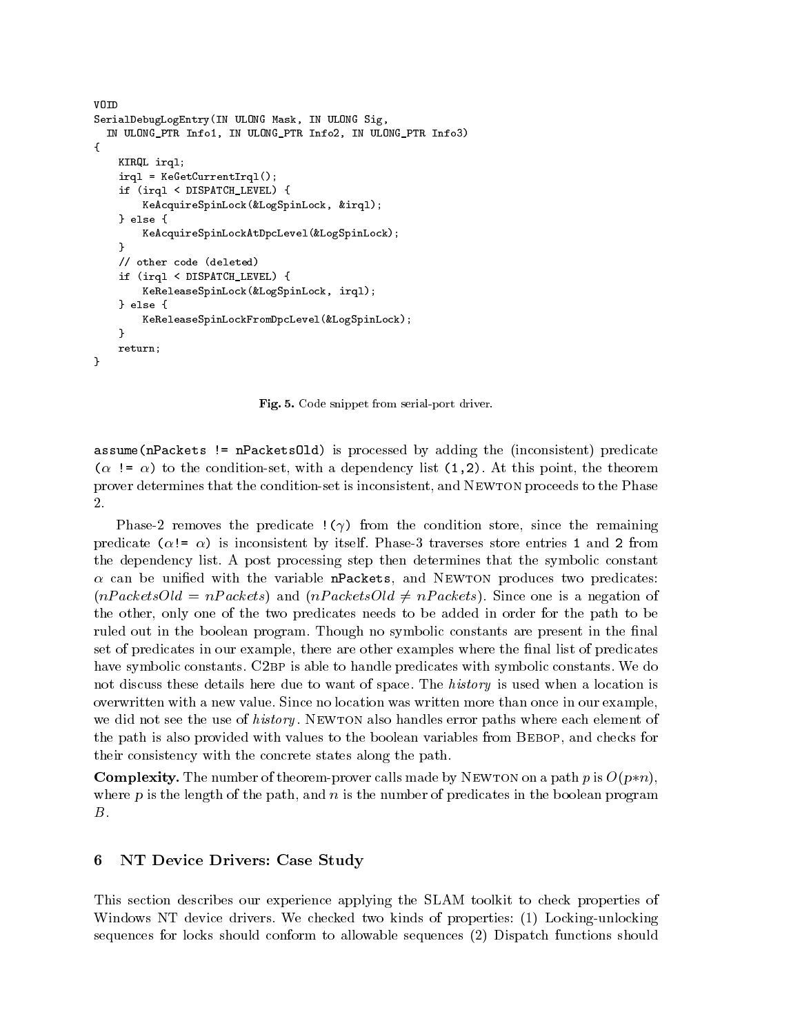```
VOID
SerialDebugLogEntry(IN ULONG Mask, IN ULONG Sig,
  IN ULONG_PTR Info1, IN ULONG_PTR Info2, IN ULONG_PTR Info3)
{
    KIRQL irql;
    irql = KeGetCurrentIrql();
    if (irql < DISPATCH_LEVEL) {
        KeAcquireSpinLock(&LogSpinLock, &irql);
    } else {
        KeAcquireSpinLockAtDpcLevel(&LogSpinLock);
    }
    // other code (deleted)
    if (irql < DISPATCH_LEVEL) {
        KeReleaseSpinLock(&LogSpinLock, irql);
    } else {
        KeReleaseSpinLockFromDpcLevel(&LogSpinLock);
    }
    return;
}
```

**Fig. 5.** Code snippet from serial-port driver.

`assume(nPackets != nPacketsOld)` is processed by adding the (inconsistent) predicate ($\alpha$ `!=` $\alpha$) to the condition-set, with a dependency list `(1,2)`. At this point, the theorem prover determines that the condition-set is inconsistent, and NEWTON proceeds to the Phase 2.

Phase-2 removes the predicate `!(`$\gamma$`)` from the condition store, since the remaining predicate ($\alpha$`!=` $\alpha$) is inconsistent by itself. Phase-3 traverses store entries `1` and `2` from the dependency list. A post processing step then determines that the symbolic constant $\alpha$ can be unified with the variable **`nPackets`**, and NEWTON produces two predicates: $(nPacketsOld = nPackets)$ and $(nPacketsOld \neq nPackets)$. Since one is a negation of the other, only one of the two predicates needs to be added in order for the path to be ruled out in the boolean program. Though no symbolic constants are present in the final set of predicates in our example, there are other examples where the final list of predicates have symbolic constants. C2BP is able to handle predicates with symbolic constants. We do not discuss these details here due to want of space. The *history* is used when a location is overwritten with a new value. Since no location was written more than once in our example, we did not see the use of *history*. NEWTON also handles error paths where each element of the path is also provided with values to the boolean variables from BEBOP, and checks for their consistency with the concrete states along the path.

**Complexity.** The number of theorem-prover calls made by NEWTON on a path $p$ is $O(p*n)$, where $p$ is the length of the path, and $n$ is the number of predicates in the boolean program $B$.

## 6 NT Device Drivers: Case Study

This section describes our experience applying the SLAM toolkit to check properties of Windows NT device drivers. We checked two kinds of properties: (1) Locking-unlocking sequences for locks should conform to allowable sequences (2) Dispatch functions should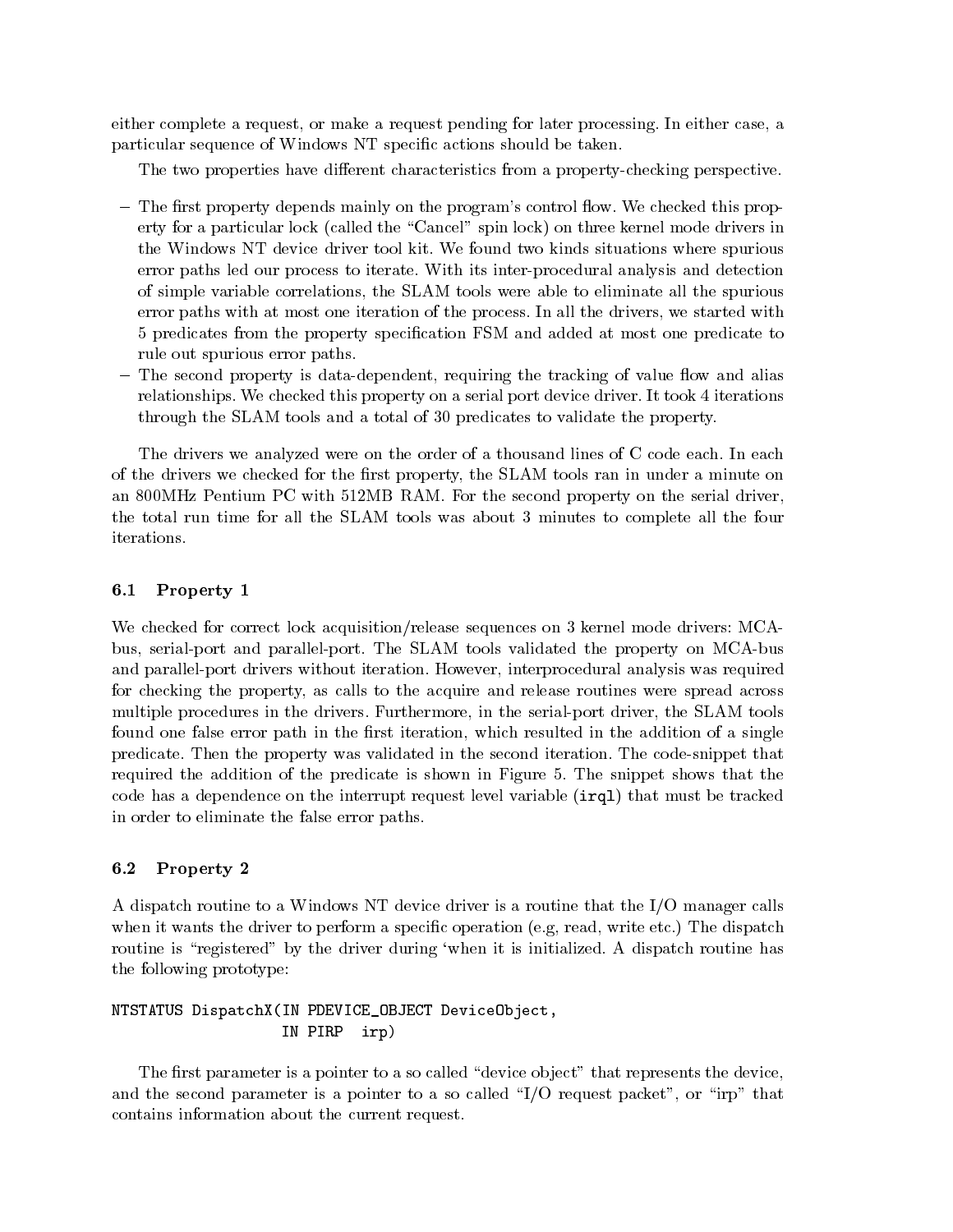either complete a request, or make a request pending for later processing. In either case, a particular sequence of Windows NT specific actions should be taken.

The two properties have different characteristics from a property-checking perspective.

- The first property depends mainly on the program's control flow. We checked this property for a particular lock (called the "Cancel" spin lock) on three kernel mode drivers in the Windows NT device driver tool kit. We found two kinds situations where spurious error paths led our process to iterate. With its inter-procedural analysis and detection of simple variable correlations, the SLAM tools were able to eliminate all the spurious error paths with at most one iteration of the process. In all the drivers, we started with 5 predicates from the property specification FSM and added at most one predicate to rule out spurious error paths.
- The second property is data-dependent, requiring the tracking of value flow and alias relationships. We checked this property on a serial port device driver. It took 4 iterations through the SLAM tools and a total of 30 predicates to validate the property.

The drivers we analyzed were on the order of a thousand lines of C code each. In each of the drivers we checked for the first property, the SLAM tools ran in under a minute on an 800MHz Pentium PC with 512MB RAM. For the second property on the serial driver, the total run time for all the SLAM tools was about 3 minutes to complete all the four iterations.

### 6.1 Property 1

We checked for correct lock acquisition/release sequences on 3 kernel mode drivers: MCA-bus, serial-port and parallel-port. The SLAM tools validated the property on MCA-bus and parallel-port drivers without iteration. However, interprocedural analysis was required for checking the property, as calls to the acquire and release routines were spread across multiple procedures in the drivers. Furthermore, in the serial-port driver, the SLAM tools found one false error path in the first iteration, which resulted in the addition of a single predicate. Then the property was validated in the second iteration. The code-snippet that required the addition of the predicate is shown in Figure 5. The snippet shows that the code has a dependence on the interrupt request level variable (`irql`) that must be tracked in order to eliminate the false error paths.

### 6.2 Property 2

A dispatch routine to a Windows NT device driver is a routine that the I/O manager calls when it wants the driver to perform a specific operation (e.g, read, write etc.) The dispatch routine is "registered" by the driver during 'when it is initialized. A dispatch routine has the following prototype:

```
NTSTATUS DispatchX(IN PDEVICE_OBJECT DeviceObject,
                   IN PIRP  irp)
```

The first parameter is a pointer to a so called "device object" that represents the device, and the second parameter is a pointer to a so called "I/O request packet", or "irp" that contains information about the current request.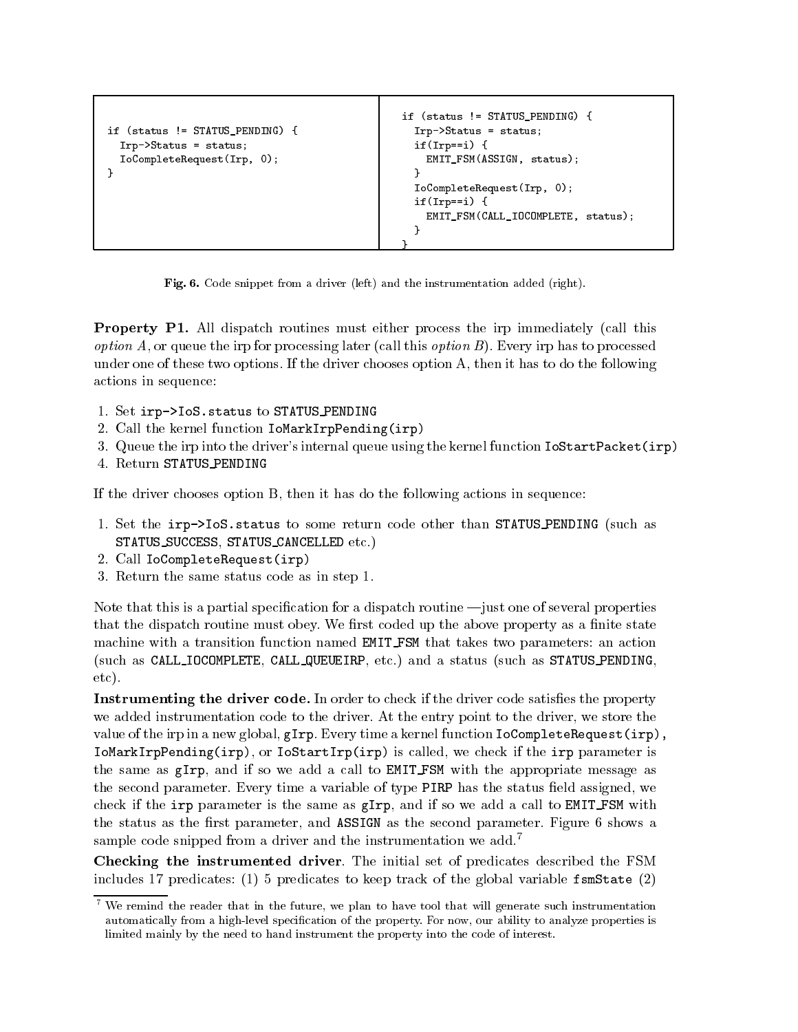```
if (status != STATUS_PENDING) {
  Irp->Status = status;
  IoCompleteRequest(Irp, 0);
}
```

```
if (status != STATUS_PENDING) {
  Irp->Status = status;
  if(Irp==i) {
    EMIT_FSM(ASSIGN, status);
  }
  IoCompleteRequest(Irp, 0);
  if(Irp==i) {
    EMIT_FSM(CALL_IOCOMPLETE, status);
  }
}
```

**Fig. 6.** Code snippet from a driver (left) and the instrumentation added (right).

**Property P1.** All dispatch routines must either process the irp immediately (call this *option A*, or queue the irp for processing later (call this *option B*). Every irp has to processed under one of these two options. If the driver chooses option A, then it has to do the following actions in sequence:

1. Set `irp->IoS.status` to `STATUS_PENDING`
2. Call the kernel function `IoMarkIrpPending(irp)`
3. Queue the irp into the driver's internal queue using the kernel function `IoStartPacket(irp)`
4. Return `STATUS_PENDING`

If the driver chooses option B, then it has do the following actions in sequence:

1. Set the `irp->IoS.status` to some return code other than `STATUS_PENDING` (such as `STATUS_SUCCESS`, `STATUS_CANCELLED` etc.)
2. Call `IoCompleteRequest(irp)`
3. Return the same status code as in step 1.

Note that this is a partial specification for a dispatch routine —just one of several properties that the dispatch routine must obey. We first coded up the above property as a finite state machine with a transition function named `EMIT_FSM` that takes two parameters: an action (such as `CALL_IOCOMPLETE`, `CALL_QUEUEIRP`, etc.) and a status (such as `STATUS_PENDING`, etc).

**Instrumenting the driver code.** In order to check if the driver code satisfies the property we added instrumentation code to the driver. At the entry point to the driver, we store the value of the irp in a new global, `gIrp`. Every time a kernel function `IoCompleteRequest(irp)`, `IoMarkIrpPending(irp)`, or `IoStartIrp(irp)` is called, we check if the `irp` parameter is the same as `gIrp`, and if so we add a call to `EMIT_FSM` with the appropriate message as the second parameter. Every time a variable of type `PIRP` has the status field assigned, we check if the `irp` parameter is the same as `gIrp`, and if so we add a call to `EMIT_FSM` with the status as the first parameter, and `ASSIGN` as the second parameter. Figure 6 shows a sample code snipped from a driver and the instrumentation we add.[7]

**Checking the instrumented driver**. The initial set of predicates described the FSM includes 17 predicates: (1) 5 predicates to keep track of the global variable `fsmState` (2)

[7] We remind the reader that in the future, we plan to have tool that will generate such instrumentation automatically from a high-level specification of the property. For now, our ability to analyze properties is limited mainly by the need to hand instrument the property into the code of interest.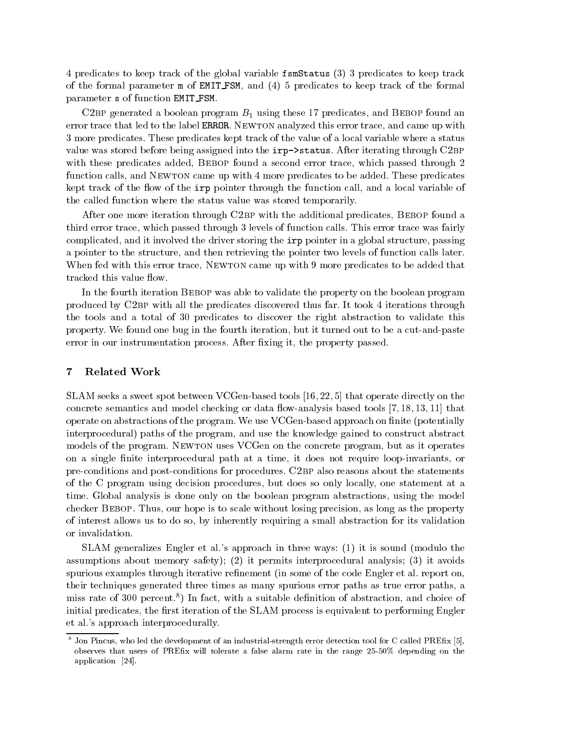4 predicates to keep track of the global variable `fsmStatus` (3) 3 predicates to keep track of the formal parameter `m` of `EMIT_FSM`, and (4) 5 predicates to keep track of the formal parameter `s` of function `EMIT_FSM`.

C2BP generated a boolean program $B_1$ using these 17 predicates, and Bebop found an error trace that led to the label `ERROR`. Newton analyzed this error trace, and came up with 3 more predicates. These predicates kept track of the value of a local variable where a status value was stored before being assigned into the `irp->status`. After iterating through C2BP with these predicates added, Bebop found a second error trace, which passed through 2 function calls, and Newton came up with 4 more predicates to be added. These predicates kept track of the flow of the `irp` pointer through the function call, and a local variable of the called function where the status value was stored temporarily.

After one more iteration through C2BP with the additional predicates, Bebop found a third error trace, which passed through 3 levels of function calls. This error trace was fairly complicated, and it involved the driver storing the `irp` pointer in a global structure, passing a pointer to the structure, and then retrieving the pointer two levels of function calls later. When fed with this error trace, Newton came up with 9 more predicates to be added that tracked this value flow.

In the fourth iteration Bebop was able to validate the property on the boolean program produced by C2BP with all the predicates discovered thus far. It took 4 iterations through the tools and a total of 30 predicates to discover the right abstraction to validate this property. We found one bug in the fourth iteration, but it turned out to be a cut-and-paste error in our instrumentation process. After fixing it, the property passed.

## 7 Related Work

SLAM seeks a sweet spot between VCGen-based tools [16, 22, 5] that operate directly on the concrete semantics and model checking or data flow-analysis based tools [7, 18, 13, 11] that operate on abstractions of the program. We use VCGen-based approach on finite (potentially interprocedural) paths of the program, and use the knowledge gained to construct abstract models of the program. Newton uses VCGen on the concrete program, but as it operates on a single finite interprocedural path at a time, it does not require loop-invariants, or pre-conditions and post-conditions for procedures. C2BP also reasons about the statements of the C program using decision procedures, but does so only locally, one statement at a time. Global analysis is done only on the boolean program abstractions, using the model checker Bebop. Thus, our hope is to scale without losing precision, as long as the property of interest allows us to do so, by inherently requiring a small abstraction for its validation or invalidation.

SLAM generalizes Engler et al.'s approach in three ways: (1) it is sound (modulo the assumptions about memory safety); (2) it permits interprocedural analysis; (3) it avoids spurious examples through iterative refinement (in some of the code Engler et al. report on, their techniques generated three times as many spurious error paths as true error paths, a miss rate of 300 percent.[8]) In fact, with a suitable definition of abstraction, and choice of initial predicates, the first iteration of the SLAM process is equivalent to performing Engler et al.'s approach interprocedurally.

---

[8] Jon Pincus, who led the development of an industrial-strength error detection tool for C called PREfix [5], observes that users of PREfix will tolerate a false alarm rate in the range 25-50% depending on the application [24].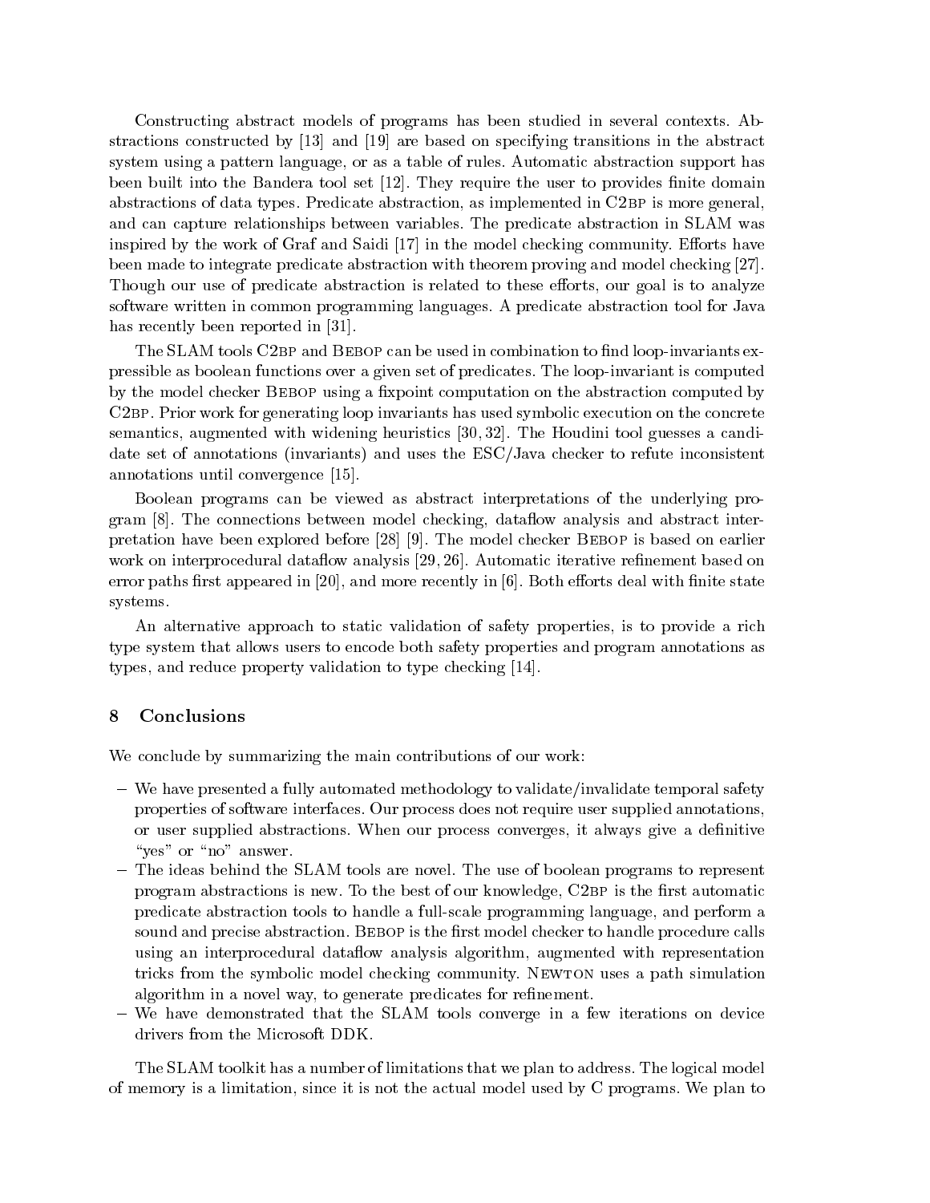Constructing abstract models of programs has been studied in several contexts. Abstractions constructed by [13] and [19] are based on specifying transitions in the abstract system using a pattern language, or as a table of rules. Automatic abstraction support has been built into the Bandera tool set [12]. They require the user to provides finite domain abstractions of data types. Predicate abstraction, as implemented in C2BP is more general, and can capture relationships between variables. The predicate abstraction in SLAM was inspired by the work of Graf and Saidi [17] in the model checking community. Efforts have been made to integrate predicate abstraction with theorem proving and model checking [27]. Though our use of predicate abstraction is related to these efforts, our goal is to analyze software written in common programming languages. A predicate abstraction tool for Java has recently been reported in [31].

The SLAM tools C2BP and BEBOP can be used in combination to find loop-invariants expressible as boolean functions over a given set of predicates. The loop-invariant is computed by the model checker BEBOP using a fixpoint computation on the abstraction computed by C2BP. Prior work for generating loop invariants has used symbolic execution on the concrete semantics, augmented with widening heuristics [30, 32]. The Houdini tool guesses a candidate set of annotations (invariants) and uses the ESC/Java checker to refute inconsistent annotations until convergence [15].

Boolean programs can be viewed as abstract interpretations of the underlying program [8]. The connections between model checking, dataflow analysis and abstract interpretation have been explored before [28] [9]. The model checker BEBOP is based on earlier work on interprocedural dataflow analysis [29, 26]. Automatic iterative refinement based on error paths first appeared in [20], and more recently in [6]. Both efforts deal with finite state systems.

An alternative approach to static validation of safety properties, is to provide a rich type system that allows users to encode both safety properties and program annotations as types, and reduce property validation to type checking [14].

## 8 Conclusions

We conclude by summarizing the main contributions of our work:

- We have presented a fully automated methodology to validate/invalidate temporal safety properties of software interfaces. Our process does not require user supplied annotations, or user supplied abstractions. When our process converges, it always give a definitive "yes" or "no" answer.
- The ideas behind the SLAM tools are novel. The use of boolean programs to represent program abstractions is new. To the best of our knowledge, C2BP is the first automatic predicate abstraction tools to handle a full-scale programming language, and perform a sound and precise abstraction. BEBOP is the first model checker to handle procedure calls using an interprocedural dataflow analysis algorithm, augmented with representation tricks from the symbolic model checking community. NEWTON uses a path simulation algorithm in a novel way, to generate predicates for refinement.
- We have demonstrated that the SLAM tools converge in a few iterations on device drivers from the Microsoft DDK.

The SLAM toolkit has a number of limitations that we plan to address. The logical model of memory is a limitation, since it is not the actual model used by C programs. We plan to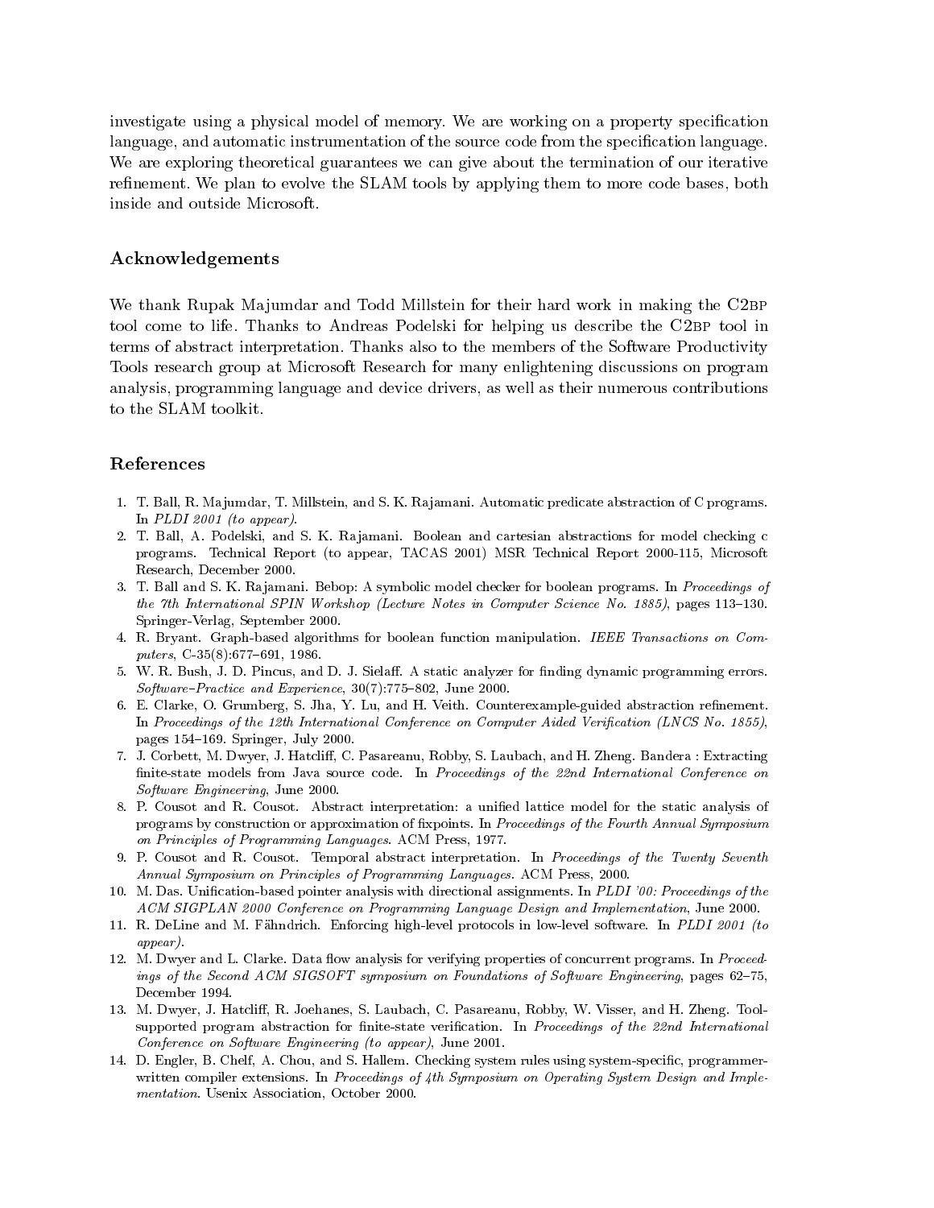investigate using a physical model of memory. We are working on a property specification language, and automatic instrumentation of the source code from the specification language. We are exploring theoretical guarantees we can give about the termination of our iterative refinement. We plan to evolve the SLAM tools by applying them to more code bases, both inside and outside Microsoft.

## Acknowledgements

We thank Rupak Majumdar and Todd Millstein for their hard work in making the C2BP tool come to life. Thanks to Andreas Podelski for helping us describe the C2BP tool in terms of abstract interpretation. Thanks also to the members of the Software Productivity Tools research group at Microsoft Research for many enlightening discussions on program analysis, programming language and device drivers, as well as their numerous contributions to the SLAM toolkit.

## References

1. T. Ball, R. Majumdar, T. Millstein, and S. K. Rajamani. Automatic predicate abstraction of C programs. In *PLDI 2001 (to appear)*.
2. T. Ball, A. Podelski, and S. K. Rajamani. Boolean and cartesian abstractions for model checking c programs. Technical Report (to appear, TACAS 2001) MSR Technical Report 2000-115, Microsoft Research, December 2000.
3. T. Ball and S. K. Rajamani. Bebop: A symbolic model checker for boolean programs. In *Proceedings of the 7th International SPIN Workshop (Lecture Notes in Computer Science No. 1885)*, pages 113–130. Springer-Verlag, September 2000.
4. R. Bryant. Graph-based algorithms for boolean function manipulation. *IEEE Transactions on Computers*, C-35(8):677–691, 1986.
5. W. R. Bush, J. D. Pincus, and D. J. Sielaff. A static analyzer for finding dynamic programming errors. *Software–Practice and Experience*, 30(7):775–802, June 2000.
6. E. Clarke, O. Grumberg, S. Jha, Y. Lu, and H. Veith. Counterexample-guided abstraction refinement. In *Proceedings of the 12th International Conference on Computer Aided Verification (LNCS No. 1855)*, pages 154–169. Springer, July 2000.
7. J. Corbett, M. Dwyer, J. Hatcliff, C. Pasareanu, Robby, S. Laubach, and H. Zheng. Bandera : Extracting finite-state models from Java source code. In *Proceedings of the 22nd International Conference on Software Engineering*, June 2000.
8. P. Cousot and R. Cousot. Abstract interpretation: a unified lattice model for the static analysis of programs by construction or approximation of fixpoints. In *Proceedings of the Fourth Annual Symposium on Principles of Programming Languages*. ACM Press, 1977.
9. P. Cousot and R. Cousot. Temporal abstract interpretation. In *Proceedings of the Twenty Seventh Annual Symposium on Principles of Programming Languages*. ACM Press, 2000.
10. M. Das. Unification-based pointer analysis with directional assignments. In *PLDI '00: Proceedings of the ACM SIGPLAN 2000 Conference on Programming Language Design and Implementation*, June 2000.
11. R. DeLine and M. Fähndrich. Enforcing high-level protocols in low-level software. In *PLDI 2001 (to appear)*.
12. M. Dwyer and L. Clarke. Data flow analysis for verifying properties of concurrent programs. In *Proceedings of the Second ACM SIGSOFT symposium on Foundations of Software Engineering*, pages 62–75, December 1994.
13. M. Dwyer, J. Hatcliff, R. Joehanes, S. Laubach, C. Pasareanu, Robby, W. Visser, and H. Zheng. Tool-supported program abstraction for finite-state verification. In *Proceedings of the 22nd International Conference on Software Engineering (to appear)*, June 2001.
14. D. Engler, B. Chelf, A. Chou, and S. Hallem. Checking system rules using system-specific, programmer-written compiler extensions. In *Proceedings of 4th Symposium on Operating System Design and Implementation*. Usenix Association, October 2000.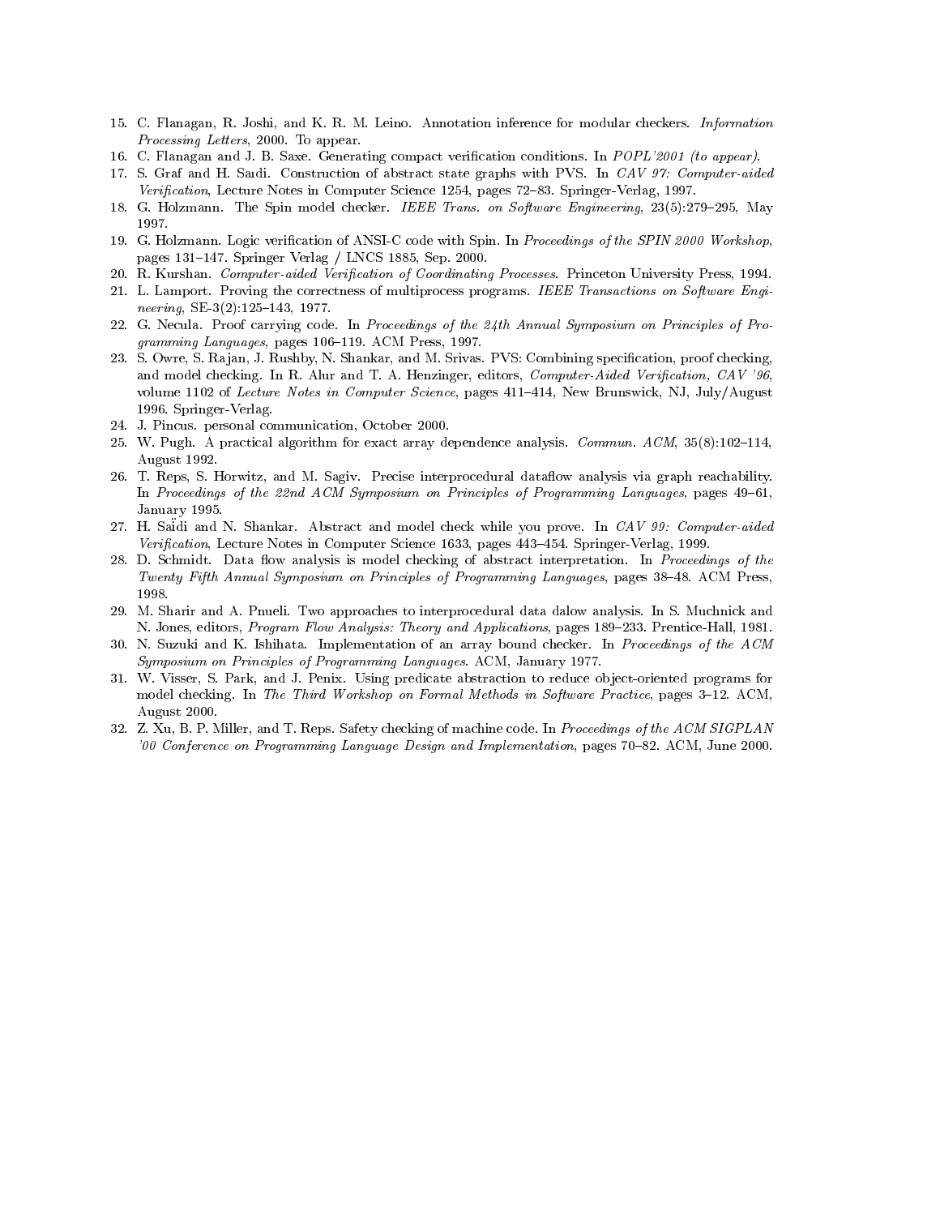15. C. Flanagan, R. Joshi, and K. R. M. Leino. Annotation inference for modular checkers. *Information Processing Letters*, 2000. To appear.
16. C. Flanagan and J. B. Saxe. Generating compact verification conditions. In *POPL'2001 (to appear)*.
17. S. Graf and H. Saidi. Construction of abstract state graphs with PVS. In *CAV 97: Computer-aided Verification*, Lecture Notes in Computer Science 1254, pages 72–83. Springer-Verlag, 1997.
18. G. Holzmann. The Spin model checker. *IEEE Trans. on Software Engineering*, 23(5):279–295, May 1997.
19. G. Holzmann. Logic verification of ANSI-C code with Spin. In *Proceedings of the SPIN 2000 Workshop*, pages 131–147. Springer Verlag / LNCS 1885, Sep. 2000.
20. R. Kurshan. *Computer-aided Verification of Coordinating Processes*. Princeton University Press, 1994.
21. L. Lamport. Proving the correctness of multiprocess programs. *IEEE Transactions on Software Engineering*, SE-3(2):125–143, 1977.
22. G. Necula. Proof carrying code. In *Proceedings of the 24th Annual Symposium on Principles of Programming Languages*, pages 106–119. ACM Press, 1997.
23. S. Owre, S. Rajan, J. Rushby, N. Shankar, and M. Srivas. PVS: Combining specification, proof checking, and model checking. In R. Alur and T. A. Henzinger, editors, *Computer-Aided Verification, CAV '96*, volume 1102 of *Lecture Notes in Computer Science*, pages 411–414, New Brunswick, NJ, July/August 1996. Springer-Verlag.
24. J. Pincus. personal communication, October 2000.
25. W. Pugh. A practical algorithm for exact array dependence analysis. *Commun. ACM*, 35(8):102–114, August 1992.
26. T. Reps, S. Horwitz, and M. Sagiv. Precise interprocedural dataflow analysis via graph reachability. In *Proceedings of the 22nd ACM Symposium on Principles of Programming Languages*, pages 49–61, January 1995.
27. H. Saïdi and N. Shankar. Abstract and model check while you prove. In *CAV 99: Computer-aided Verification*, Lecture Notes in Computer Science 1633, pages 443–454. Springer-Verlag, 1999.
28. D. Schmidt. Data flow analysis is model checking of abstract interpretation. In *Proceedings of the Twenty Fifth Annual Symposium on Principles of Programming Languages*, pages 38–48. ACM Press, 1998.
29. M. Sharir and A. Pnueli. Two approaches to interprocedural data dalow analysis. In S. Muchnick and N. Jones, editors, *Program Flow Analysis: Theory and Applications*, pages 189–233. Prentice-Hall, 1981.
30. N. Suzuki and K. Ishihata. Implementation of an array bound checker. In *Proceedings of the ACM Symposium on Principles of Programming Languages*. ACM, January 1977.
31. W. Visser, S. Park, and J. Penix. Using predicate abstraction to reduce object-oriented programs for model checking. In *The Third Workshop on Formal Methods in Software Practice*, pages 3–12. ACM, August 2000.
32. Z. Xu, B. P. Miller, and T. Reps. Safety checking of machine code. In *Proceedings of the ACM SIGPLAN '00 Conference on Programming Language Design and Implementation*, pages 70–82. ACM, June 2000.